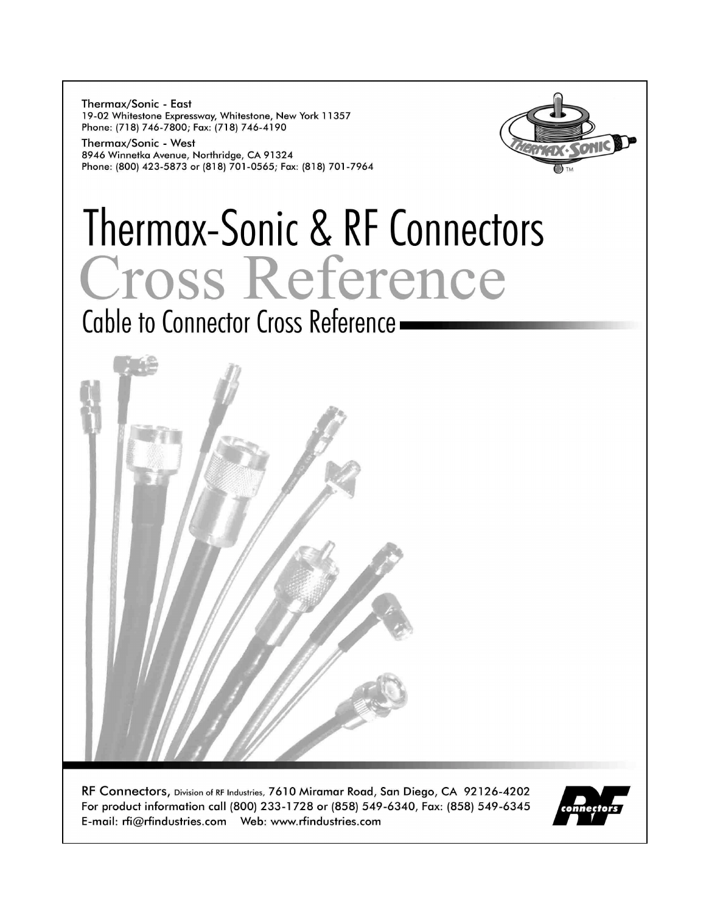Thermax/Sonic - East
19-02 Whitestone Expressway, Whitestone, New York 11357
Phone: (718) 746-7800; Fax: (718) 746-4190

Thermax/Sonic - West
8946 Winnetka Avenue, Northridge, CA 91324
Phone: (800) 423-5873 or (818) 701-0565; Fax: (818) 701-7964

# Thermax-Sonic & RF Connectors

# Cross Reference

## Cable to Connector Cross Reference

RF Connectors, Division of RF Industries, 7610 Miramar Road, San Diego, CA 92126-4202
For product information call (800) 233-1728 or (858) 549-6340, Fax: (858) 549-6345
E-mail: rfi@rfindustries.com Web: www.rfindustries.com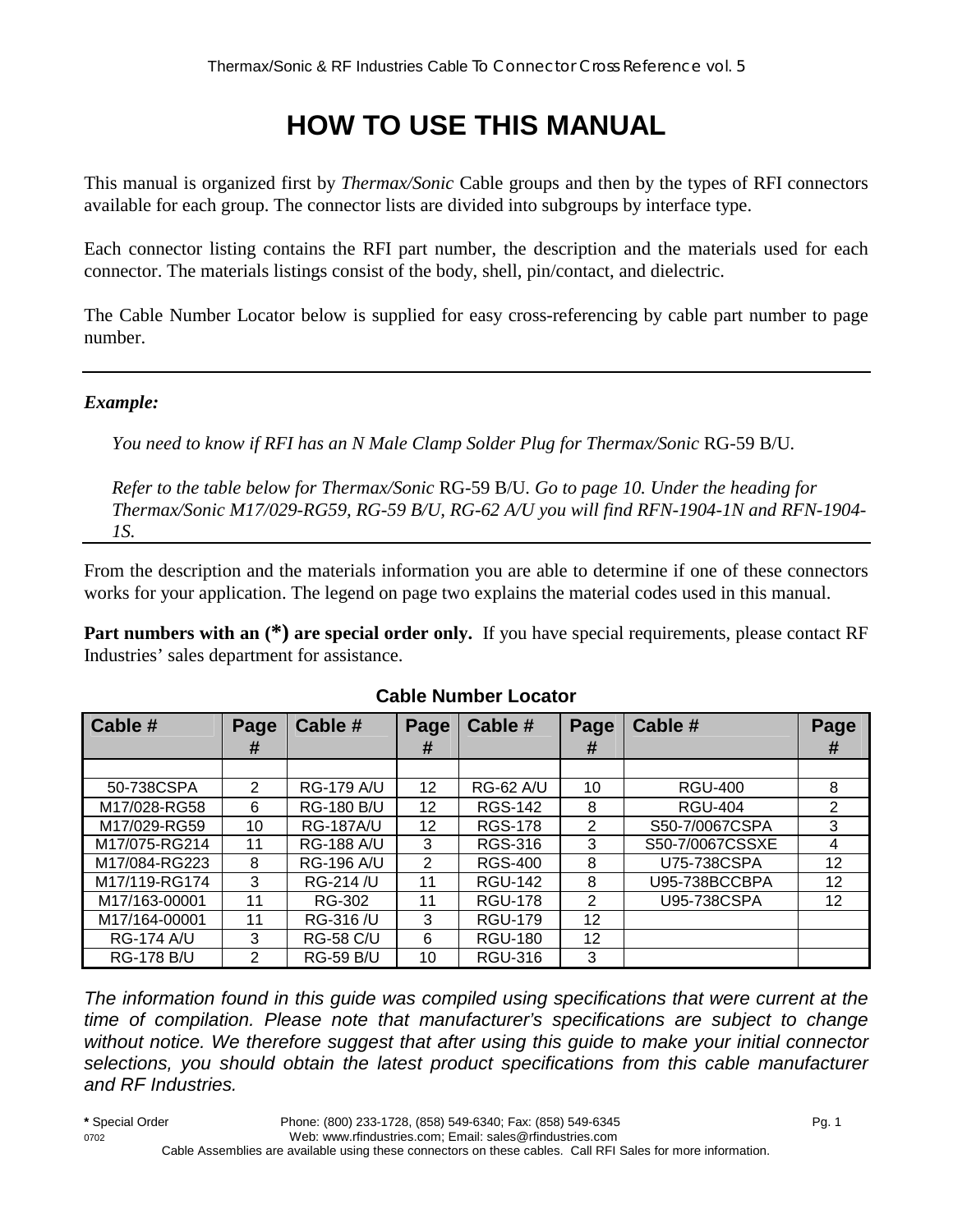# HOW TO USE THIS MANUAL

This manual is organized first by *Thermax/Sonic* Cable groups and then by the types of RFI connectors available for each group. The connector lists are divided into subgroups by interface type.

Each connector listing contains the RFI part number, the description and the materials used for each connector. The materials listings consist of the body, shell, pin/contact, and dielectric.

The Cable Number Locator below is supplied for easy cross-referencing by cable part number to page number.

---

***Example:***

*You need to know if RFI has an N Male Clamp Solder Plug for Thermax/Sonic* RG-59 B/U.

*Refer to the table below for Thermax/Sonic* RG-59 B/U. *Go to page 10. Under the heading for Thermax/Sonic M17/029-RG59, RG-59 B/U, RG-62 A/U you will find RFN-1904-1N and RFN-1904-1S.*

---

From the description and the materials information you are able to determine if one of these connectors works for your application. The legend on page two explains the material codes used in this manual.

**Part numbers with an (*) are special order only.** If you have special requirements, please contact RF Industries' sales department for assistance.

**Cable Number Locator**

| Cable # | Page # | Cable # | Page # | Cable # | Page # | Cable # | Page # |
|---|---|---|---|---|---|---|---|
| 50-738CSPA | 2 | RG-179 A/U | 12 | RG-62 A/U | 10 | RGU-400 | 8 |
| M17/028-RG58 | 6 | RG-180 B/U | 12 | RGS-142 | 8 | RGU-404 | 2 |
| M17/029-RG59 | 10 | RG-187A/U | 12 | RGS-178 | 2 | S50-7/0067CSPA | 3 |
| M17/075-RG214 | 11 | RG-188 A/U | 3 | RGS-316 | 3 | S50-7/0067CSSXE | 4 |
| M17/084-RG223 | 8 | RG-196 A/U | 2 | RGS-400 | 8 | U75-738CSPA | 12 |
| M17/119-RG174 | 3 | RG-214 /U | 11 | RGU-142 | 8 | U95-738BCCBPA | 12 |
| M17/163-00001 | 11 | RG-302 | 11 | RGU-178 | 2 | U95-738CSPA | 12 |
| M17/164-00001 | 11 | RG-316 /U | 3 | RGU-179 | 12 | | |
| RG-174 A/U | 3 | RG-58 C/U | 6 | RGU-180 | 12 | | |
| RG-178 B/U | 2 | RG-59 B/U | 10 | RGU-316 | 3 | | |

*The information found in this guide was compiled using specifications that were current at the time of compilation. Please note that manufacturer's specifications are subject to change without notice. We therefore suggest that after using this guide to make your initial connector selections, you should obtain the latest product specifications from this cable manufacturer and RF Industries.*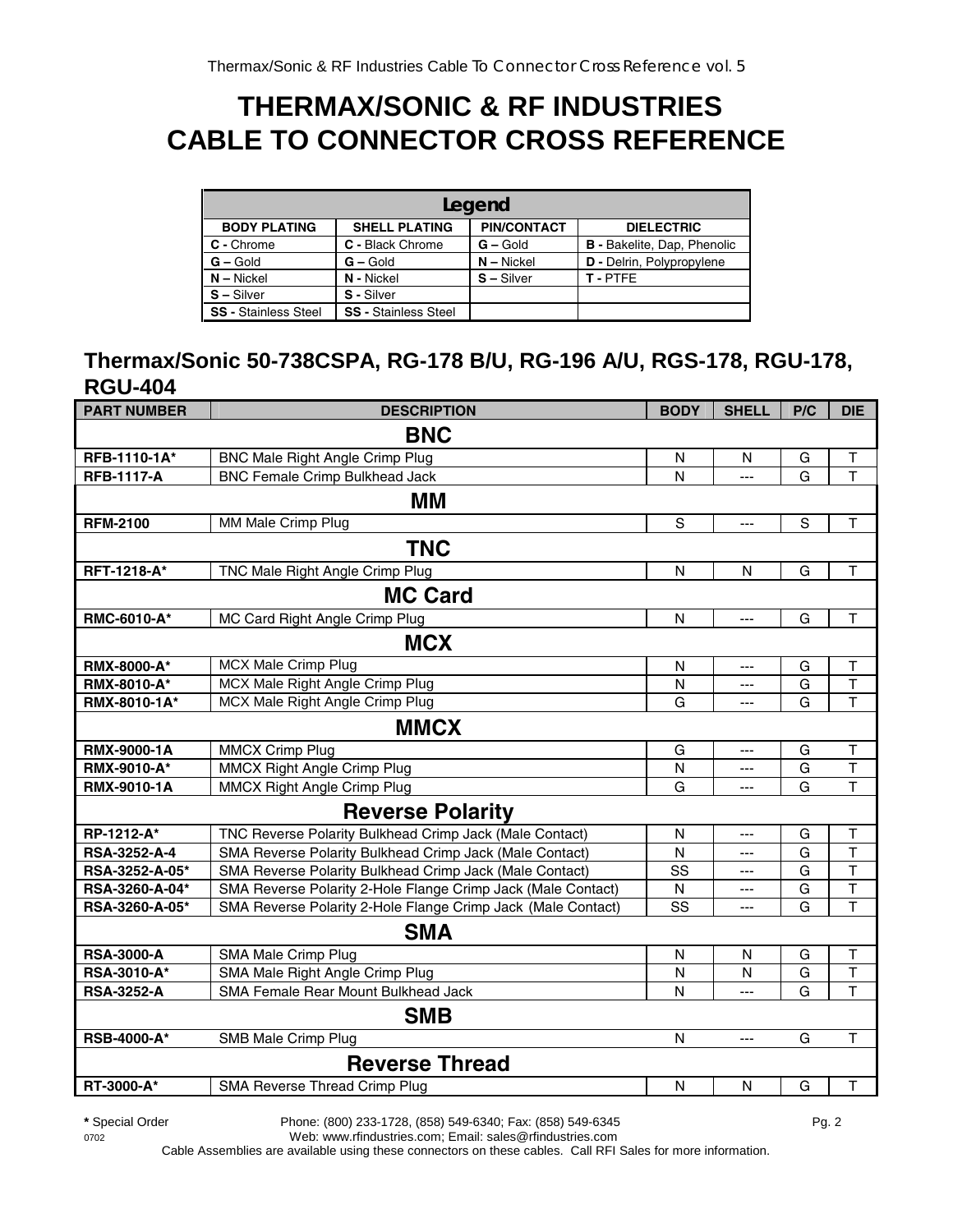# THERMAX/SONIC & RF INDUSTRIES
# CABLE TO CONNECTOR CROSS REFERENCE

| Legend | | | |
|---|---|---|---|
| **BODY PLATING** | **SHELL PLATING** | **PIN/CONTACT** | **DIELECTRIC** |
| **C -** Chrome | **C -** Black Chrome | **G –** Gold | **B -** Bakelite, Dap, Phenolic |
| **G –** Gold | **G –** Gold | **N –** Nickel | **D -** Delrin, Polypropylene |
| **N –** Nickel | **N -** Nickel | **S –** Silver | **T -** PTFE |
| **S –** Silver | **S -** Silver | | |
| **SS -** Stainless Steel | **SS -** Stainless Steel | | |

## Thermax/Sonic 50-738CSPA, RG-178 B/U, RG-196 A/U, RGS-178, RGU-178, RGU-404

| PART NUMBER | DESCRIPTION | BODY | SHELL | P/C | DIE |
|---|---|---|---|---|---|
| **BNC** | | | | | |
| **RFB-1110-1A*** | BNC Male Right Angle Crimp Plug | N | N | G | T |
| **RFB-1117-A** | BNC Female Crimp Bulkhead Jack | N | --- | G | T |
| **MM** | | | | | |
| **RFM-2100** | MM Male Crimp Plug | S | --- | S | T |
| **TNC** | | | | | |
| **RFT-1218-A*** | TNC Male Right Angle Crimp Plug | N | N | G | T |
| **MC Card** | | | | | |
| **RMC-6010-A*** | MC Card Right Angle Crimp Plug | N | --- | G | T |
| **MCX** | | | | | |
| **RMX-8000-A*** | MCX Male Crimp Plug | N | --- | G | T |
| **RMX-8010-A*** | MCX Male Right Angle Crimp Plug | N | --- | G | T |
| **RMX-8010-1A*** | MCX Male Right Angle Crimp Plug | G | --- | G | T |
| **MMCX** | | | | | |
| **RMX-9000-1A** | MMCX Crimp Plug | G | --- | G | T |
| **RMX-9010-A*** | MMCX Right Angle Crimp Plug | N | --- | G | T |
| **RMX-9010-1A** | MMCX Right Angle Crimp Plug | G | --- | G | T |
| **Reverse Polarity** | | | | | |
| **RP-1212-A*** | TNC Reverse Polarity Bulkhead Crimp Jack (Male Contact) | N | --- | G | T |
| **RSA-3252-A-4** | SMA Reverse Polarity Bulkhead Crimp Jack (Male Contact) | N | --- | G | T |
| **RSA-3252-A-05*** | SMA Reverse Polarity Bulkhead Crimp Jack (Male Contact) | SS | --- | G | T |
| **RSA-3260-A-04*** | SMA Reverse Polarity 2-Hole Flange Crimp Jack (Male Contact) | N | --- | G | T |
| **RSA-3260-A-05*** | SMA Reverse Polarity 2-Hole Flange Crimp Jack (Male Contact) | SS | --- | G | T |
| **SMA** | | | | | |
| **RSA-3000-A** | SMA Male Crimp Plug | N | N | G | T |
| **RSA-3010-A*** | SMA Male Right Angle Crimp Plug | N | N | G | T |
| **RSA-3252-A** | SMA Female Rear Mount Bulkhead Jack | N | --- | G | T |
| **SMB** | | | | | |
| **RSB-4000-A*** | SMB Male Crimp Plug | N | --- | G | T |
| **Reverse Thread** | | | | | |
| **RT-3000-A*** | SMA Reverse Thread Crimp Plug | N | N | G | T |

**\*** Special Order — Phone: (800) 233-1728, (858) 549-6340; Fax: (858) 549-6345
0702 — Web: www.rfindustries.com; Email: sales@rfindustries.com
Cable Assemblies are available using these connectors on these cables. Call RFI Sales for more information.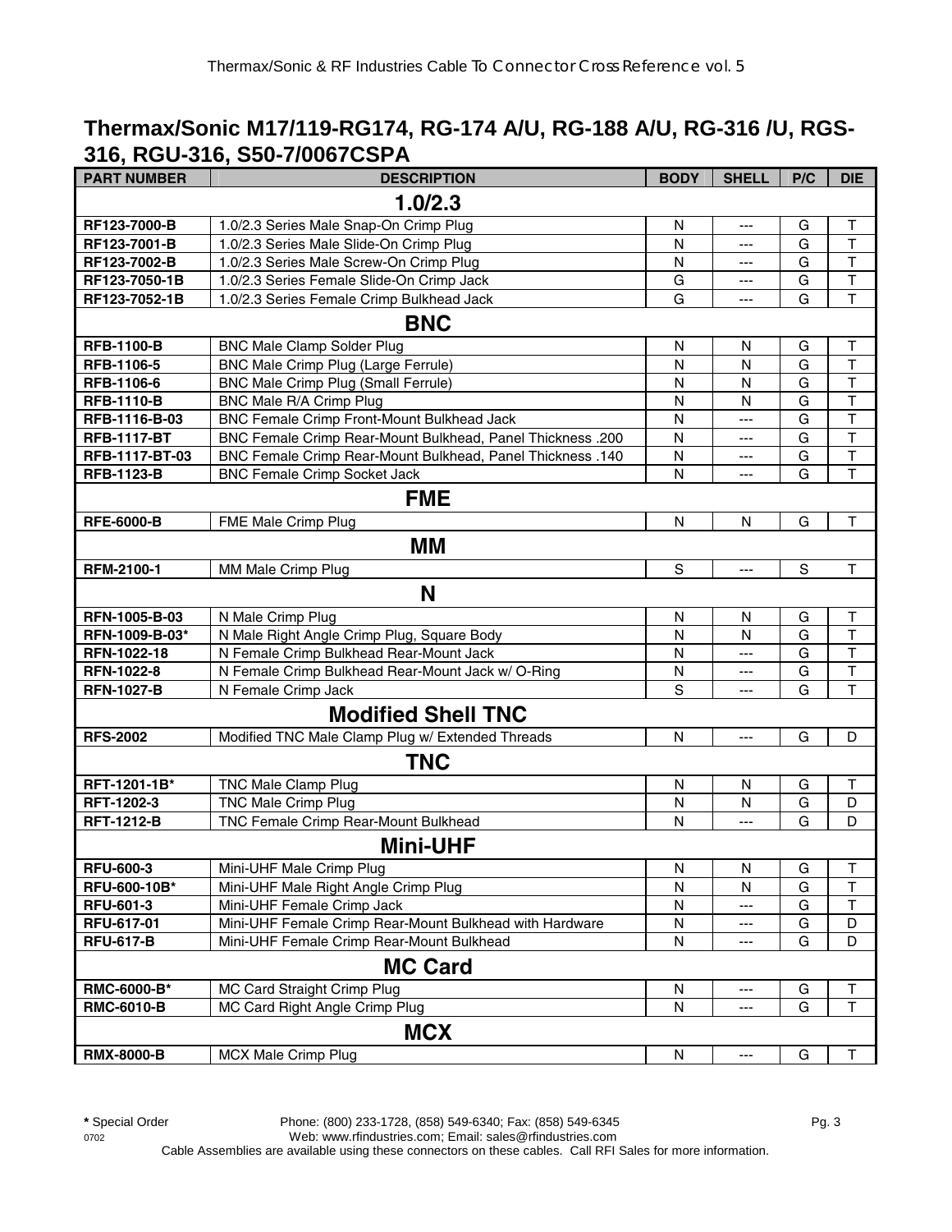## Thermax/Sonic M17/119-RG174, RG-174 A/U, RG-188 A/U, RG-316 /U, RGS-316, RGU-316, S50-7/0067CSPA

| PART NUMBER | DESCRIPTION | BODY | SHELL | P/C | DIE |
|---|---|---|---|---|---|
| **1.0/2.3** | | | | | |
| RF123-7000-B | 1.0/2.3 Series Male Snap-On Crimp Plug | N | --- | G | T |
| RF123-7001-B | 1.0/2.3 Series Male Slide-On Crimp Plug | N | --- | G | T |
| RF123-7002-B | 1.0/2.3 Series Male Screw-On Crimp Plug | N | --- | G | T |
| RF123-7050-1B | 1.0/2.3 Series Female Slide-On Crimp Jack | G | --- | G | T |
| RF123-7052-1B | 1.0/2.3 Series Female Crimp Bulkhead Jack | G | --- | G | T |
| **BNC** | | | | | |
| RFB-1100-B | BNC Male Clamp Solder Plug | N | N | G | T |
| RFB-1106-5 | BNC Male Crimp Plug (Large Ferrule) | N | N | G | T |
| RFB-1106-6 | BNC Male Crimp Plug (Small Ferrule) | N | N | G | T |
| RFB-1110-B | BNC Male R/A Crimp Plug | N | N | G | T |
| RFB-1116-B-03 | BNC Female Crimp Front-Mount Bulkhead Jack | N | --- | G | T |
| RFB-1117-BT | BNC Female Crimp Rear-Mount Bulkhead, Panel Thickness .200 | N | --- | G | T |
| RFB-1117-BT-03 | BNC Female Crimp Rear-Mount Bulkhead, Panel Thickness .140 | N | --- | G | T |
| RFB-1123-B | BNC Female Crimp Socket Jack | N | --- | G | T |
| **FME** | | | | | |
| RFE-6000-B | FME Male Crimp Plug | N | N | G | T |
| **MM** | | | | | |
| RFM-2100-1 | MM Male Crimp Plug | S | --- | S | T |
| **N** | | | | | |
| RFN-1005-B-03 | N Male Crimp Plug | N | N | G | T |
| RFN-1009-B-03* | N Male Right Angle Crimp Plug, Square Body | N | N | G | T |
| RFN-1022-18 | N Female Crimp Bulkhead Rear-Mount Jack | N | --- | G | T |
| RFN-1022-8 | N Female Crimp Bulkhead Rear-Mount Jack w/ O-Ring | N | --- | G | T |
| RFN-1027-B | N Female Crimp Jack | S | --- | G | T |
| **Modified Shell TNC** | | | | | |
| RFS-2002 | Modified TNC Male Clamp Plug w/ Extended Threads | N | --- | G | D |
| **TNC** | | | | | |
| RFT-1201-1B* | TNC Male Clamp Plug | N | N | G | T |
| RFT-1202-3 | TNC Male Crimp Plug | N | N | G | D |
| RFT-1212-B | TNC Female Crimp Rear-Mount Bulkhead | N | --- | G | D |
| **Mini-UHF** | | | | | |
| RFU-600-3 | Mini-UHF Male Crimp Plug | N | N | G | T |
| RFU-600-10B* | Mini-UHF Male Right Angle Crimp Plug | N | N | G | T |
| RFU-601-3 | Mini-UHF Female Crimp Jack | N | --- | G | T |
| RFU-617-01 | Mini-UHF Female Crimp Rear-Mount Bulkhead with Hardware | N | --- | G | D |
| RFU-617-B | Mini-UHF Female Crimp Rear-Mount Bulkhead | N | --- | G | D |
| **MC Card** | | | | | |
| RMC-6000-B* | MC Card Straight Crimp Plug | N | --- | G | T |
| RMC-6010-B | MC Card Right Angle Crimp Plug | N | --- | G | T |
| **MCX** | | | | | |
| RMX-8000-B | MCX Male Crimp Plug | N | --- | G | T |

**\*** Special Order Phone: (800) 233-1728, (858) 549-6340; Fax: (858) 549-6345
Web: www.rfindustries.com; Email: sales@rfindustries.com
Cable Assemblies are available using these connectors on these cables. Call RFI Sales for more information.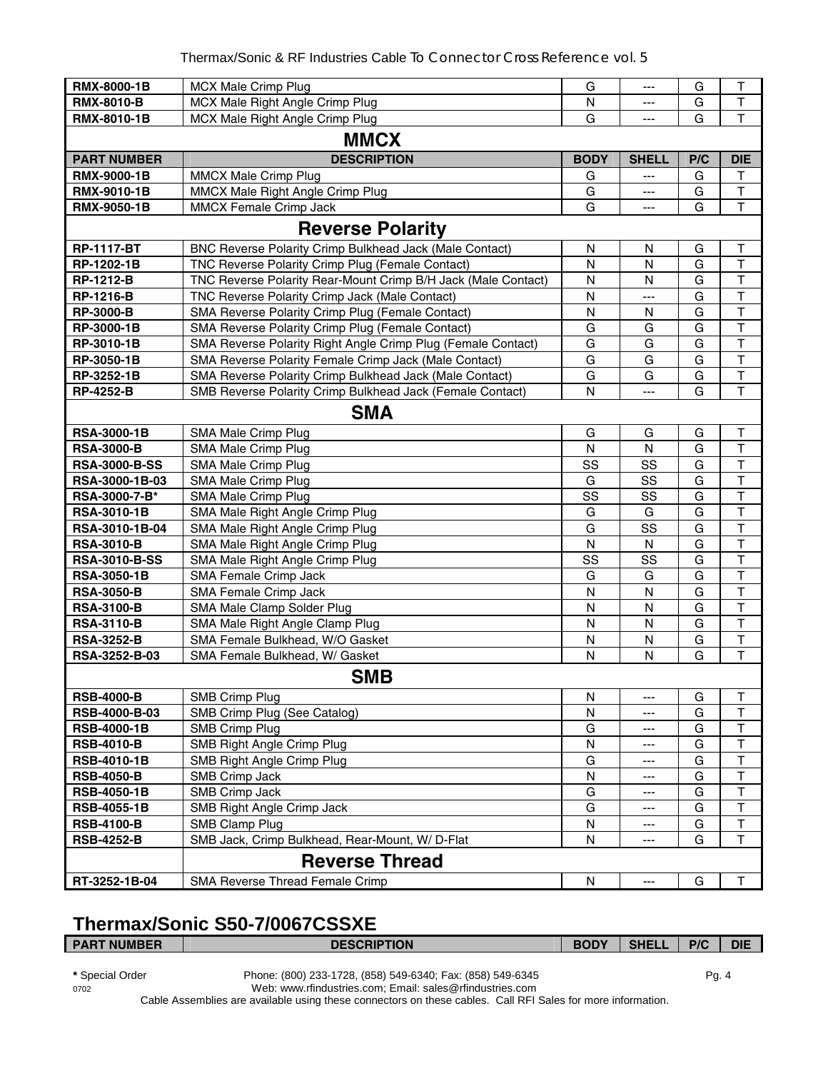| RMX-8000-1B | MCX Male Crimp Plug | G | --- | G | T |
|---|---|---|---|---|---|
| RMX-8010-B | MCX Male Right Angle Crimp Plug | N | --- | G | T |
| RMX-8010-1B | MCX Male Right Angle Crimp Plug | G | --- | G | T |

## MMCX

| PART NUMBER | DESCRIPTION | BODY | SHELL | P/C | DIE |
|---|---|---|---|---|---|
| RMX-9000-1B | MMCX Male Crimp Plug | G | --- | G | T |
| RMX-9010-1B | MMCX Male Right Angle Crimp Plug | G | --- | G | T |
| RMX-9050-1B | MMCX Female Crimp Jack | G | --- | G | T |

## Reverse Polarity

| PART NUMBER | DESCRIPTION | BODY | SHELL | P/C | DIE |
|---|---|---|---|---|---|
| RP-1117-BT | BNC Reverse Polarity Crimp Bulkhead Jack (Male Contact) | N | N | G | T |
| RP-1202-1B | TNC Reverse Polarity Crimp Plug (Female Contact) | N | N | G | T |
| RP-1212-B | TNC Reverse Polarity Rear-Mount Crimp B/H Jack (Male Contact) | N | N | G | T |
| RP-1216-B | TNC Reverse Polarity Crimp Jack (Male Contact) | N | --- | G | T |
| RP-3000-B | SMA Reverse Polarity Crimp Plug (Female Contact) | N | N | G | T |
| RP-3000-1B | SMA Reverse Polarity Crimp Plug (Female Contact) | G | G | G | T |
| RP-3010-1B | SMA Reverse Polarity Right Angle Crimp Plug (Female Contact) | G | G | G | T |
| RP-3050-1B | SMA Reverse Polarity Female Crimp Jack (Male Contact) | G | G | G | T |
| RP-3252-1B | SMA Reverse Polarity Crimp Bulkhead Jack (Male Contact) | G | G | G | T |
| RP-4252-B | SMB Reverse Polarity Crimp Bulkhead Jack (Female Contact) | N | --- | G | T |

## SMA

| PART NUMBER | DESCRIPTION | BODY | SHELL | P/C | DIE |
|---|---|---|---|---|---|
| RSA-3000-1B | SMA Male Crimp Plug | G | G | G | T |
| RSA-3000-B | SMA Male Crimp Plug | N | N | G | T |
| RSA-3000-B-SS | SMA Male Crimp Plug | SS | SS | G | T |
| RSA-3000-1B-03 | SMA Male Crimp Plug | G | SS | G | T |
| RSA-3000-7-B* | SMA Male Crimp Plug | SS | SS | G | T |
| RSA-3010-1B | SMA Male Right Angle Crimp Plug | G | G | G | T |
| RSA-3010-1B-04 | SMA Male Right Angle Crimp Plug | G | SS | G | T |
| RSA-3010-B | SMA Male Right Angle Crimp Plug | N | N | G | T |
| RSA-3010-B-SS | SMA Male Right Angle Crimp Plug | SS | SS | G | T |
| RSA-3050-1B | SMA Female Crimp Jack | G | G | G | T |
| RSA-3050-B | SMA Female Crimp Jack | N | N | G | T |
| RSA-3100-B | SMA Male Clamp Solder Plug | N | N | G | T |
| RSA-3110-B | SMA Male Right Angle Clamp Plug | N | N | G | T |
| RSA-3252-B | SMA Female Bulkhead, W/O Gasket | N | N | G | T |
| RSA-3252-B-03 | SMA Female Bulkhead, W/ Gasket | N | N | G | T |

## SMB

| PART NUMBER | DESCRIPTION | BODY | SHELL | P/C | DIE |
|---|---|---|---|---|---|
| RSB-4000-B | SMB Crimp Plug | N | --- | G | T |
| RSB-4000-B-03 | SMB Crimp Plug (See Catalog) | N | --- | G | T |
| RSB-4000-1B | SMB Crimp Plug | G | --- | G | T |
| RSB-4010-B | SMB Right Angle Crimp Plug | N | --- | G | T |
| RSB-4010-1B | SMB Right Angle Crimp Plug | G | --- | G | T |
| RSB-4050-B | SMB Crimp Jack | N | --- | G | T |
| RSB-4050-1B | SMB Crimp Jack | G | --- | G | T |
| RSB-4055-1B | SMB Right Angle Crimp Jack | G | --- | G | T |
| RSB-4100-B | SMB Clamp Plug | N | --- | G | T |
| RSB-4252-B | SMB Jack, Crimp Bulkhead, Rear-Mount, W/ D-Flat | N | --- | G | T |

## Reverse Thread

| PART NUMBER | DESCRIPTION | BODY | SHELL | P/C | DIE |
|---|---|---|---|---|---|
| RT-3252-1B-04 | SMA Reverse Thread Female Crimp | N | --- | G | T |

## Thermax/Sonic S50-7/0067CSSXE

| PART NUMBER | DESCRIPTION | BODY | SHELL | P/C | DIE |
|---|---|---|---|---|---|

**\*** Special Order

Phone: (800) 233-1728, (858) 549-6340; Fax: (858) 549-6345

Web: www.rfindustries.com; Email: sales@rfindustries.com

Cable Assemblies are available using these connectors on these cables. Call RFI Sales for more information.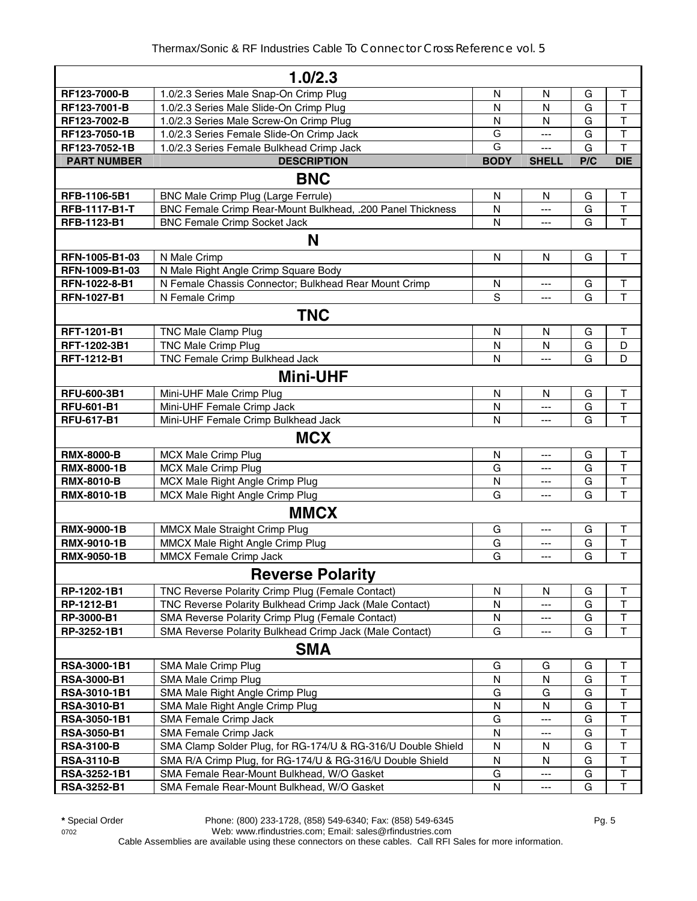| 1.0/2.3 | | | | | |
|---|---|---|---|---|---|
| RF123-7000-B | 1.0/2.3 Series Male Snap-On Crimp Plug | N | N | G | T |
| RF123-7001-B | 1.0/2.3 Series Male Slide-On Crimp Plug | N | N | G | T |
| RF123-7002-B | 1.0/2.3 Series Male Screw-On Crimp Plug | N | N | G | T |
| RF123-7050-1B | 1.0/2.3 Series Female Slide-On Crimp Jack | G | --- | G | T |
| RF123-7052-1B | 1.0/2.3 Series Female Bulkhead Crimp Jack | G | --- | G | T |
| **PART NUMBER** | **DESCRIPTION** | **BODY** | **SHELL** | **P/C** | **DIE** |
| **BNC** | | | | | |
| RFB-1106-5B1 | BNC Male Crimp Plug (Large Ferrule) | N | N | G | T |
| RFB-1117-B1-T | BNC Female Crimp Rear-Mount Bulkhead, .200 Panel Thickness | N | --- | G | T |
| RFB-1123-B1 | BNC Female Crimp Socket Jack | N | --- | G | T |
| **N** | | | | | |
| RFN-1005-B1-03 | N Male Crimp | N | N | G | T |
| RFN-1009-B1-03 | N Male Right Angle Crimp Square Body | | | | |
| RFN-1022-8-B1 | N Female Chassis Connector; Bulkhead Rear Mount Crimp | N | --- | G | T |
| RFN-1027-B1 | N Female Crimp | S | --- | G | T |
| **TNC** | | | | | |
| RFT-1201-B1 | TNC Male Clamp Plug | N | N | G | T |
| RFT-1202-3B1 | TNC Male Crimp Plug | N | N | G | D |
| RFT-1212-B1 | TNC Female Crimp Bulkhead Jack | N | --- | G | D |
| **Mini-UHF** | | | | | |
| RFU-600-3B1 | Mini-UHF Male Crimp Plug | N | N | G | T |
| RFU-601-B1 | Mini-UHF Female Crimp Jack | N | --- | G | T |
| RFU-617-B1 | Mini-UHF Female Crimp Bulkhead Jack | N | --- | G | T |
| **MCX** | | | | | |
| RMX-8000-B | MCX Male Crimp Plug | N | --- | G | T |
| RMX-8000-1B | MCX Male Crimp Plug | G | --- | G | T |
| RMX-8010-B | MCX Male Right Angle Crimp Plug | N | --- | G | T |
| RMX-8010-1B | MCX Male Right Angle Crimp Plug | G | --- | G | T |
| **MMCX** | | | | | |
| RMX-9000-1B | MMCX Male Straight Crimp Plug | G | --- | G | T |
| RMX-9010-1B | MMCX Male Right Angle Crimp Plug | G | --- | G | T |
| RMX-9050-1B | MMCX Female Crimp Jack | G | --- | G | T |
| **Reverse Polarity** | | | | | |
| RP-1202-1B1 | TNC Reverse Polarity Crimp Plug (Female Contact) | N | N | G | T |
| RP-1212-B1 | TNC Reverse Polarity Bulkhead Crimp Jack (Male Contact) | N | --- | G | T |
| RP-3000-B1 | SMA Reverse Polarity Crimp Plug (Female Contact) | N | --- | G | T |
| RP-3252-1B1 | SMA Reverse Polarity Bulkhead Crimp Jack (Male Contact) | G | --- | G | T |
| **SMA** | | | | | |
| RSA-3000-1B1 | SMA Male Crimp Plug | G | G | G | T |
| RSA-3000-B1 | SMA Male Crimp Plug | N | N | G | T |
| RSA-3010-1B1 | SMA Male Right Angle Crimp Plug | G | G | G | T |
| RSA-3010-B1 | SMA Male Right Angle Crimp Plug | N | N | G | T |
| RSA-3050-1B1 | SMA Female Crimp Jack | G | --- | G | T |
| RSA-3050-B1 | SMA Female Crimp Jack | N | --- | G | T |
| RSA-3100-B | SMA Clamp Solder Plug, for RG-174/U & RG-316/U Double Shield | N | N | G | T |
| RSA-3110-B | SMA R/A Crimp Plug, for RG-174/U & RG-316/U Double Shield | N | N | G | T |
| RSA-3252-1B1 | SMA Female Rear-Mount Bulkhead, W/O Gasket | G | --- | G | T |
| RSA-3252-B1 | SMA Female Rear-Mount Bulkhead, W/O Gasket | N | --- | G | T |

* Special Order

Phone: (800) 233-1728, (858) 549-6340; Fax: (858) 549-6345
Web: www.rfindustries.com; Email: sales@rfindustries.com
Cable Assemblies are available using these connectors on these cables. Call RFI Sales for more information.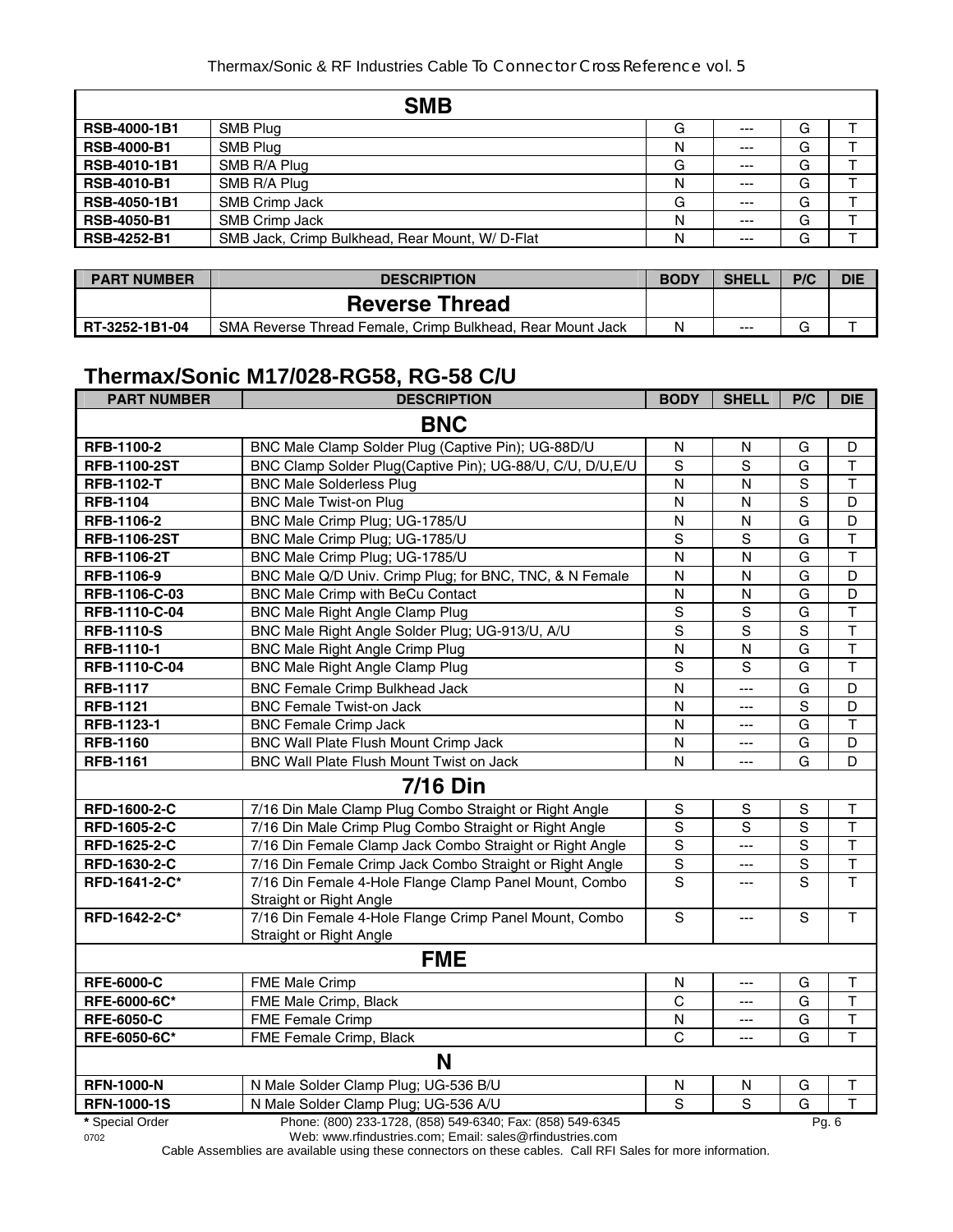| SMB | | | | | |
|---|---|---|---|---|---|
| **RSB-4000-1B1** | SMB Plug | G | --- | G | T |
| **RSB-4000-B1** | SMB Plug | N | --- | G | T |
| **RSB-4010-1B1** | SMB R/A Plug | G | --- | G | T |
| **RSB-4010-B1** | SMB R/A Plug | N | --- | G | T |
| **RSB-4050-1B1** | SMB Crimp Jack | G | --- | G | T |
| **RSB-4050-B1** | SMB Crimp Jack | N | --- | G | T |
| **RSB-4252-B1** | SMB Jack, Crimp Bulkhead, Rear Mount, W/ D-Flat | N | --- | G | T |

| PART NUMBER | DESCRIPTION | BODY | SHELL | P/C | DIE |
|---|---|---|---|---|---|
| | **Reverse Thread** | | | | |
| **RT-3252-1B1-04** | SMA Reverse Thread Female, Crimp Bulkhead, Rear Mount Jack | N | --- | G | T |

## Thermax/Sonic M17/028-RG58, RG-58 C/U

| PART NUMBER | DESCRIPTION | BODY | SHELL | P/C | DIE |
|---|---|---|---|---|---|
| | **BNC** | | | | |
| **RFB-1100-2** | BNC Male Clamp Solder Plug (Captive Pin); UG-88D/U | N | N | G | D |
| **RFB-1100-2ST** | BNC Clamp Solder Plug(Captive Pin); UG-88/U, C/U, D/U,E/U | S | S | G | T |
| **RFB-1102-T** | BNC Male Solderless Plug | N | N | S | T |
| **RFB-1104** | BNC Male Twist-on Plug | N | N | S | D |
| **RFB-1106-2** | BNC Male Crimp Plug; UG-1785/U | N | N | G | D |
| **RFB-1106-2ST** | BNC Male Crimp Plug; UG-1785/U | S | S | G | T |
| **RFB-1106-2T** | BNC Male Crimp Plug; UG-1785/U | N | N | G | T |
| **RFB-1106-9** | BNC Male Q/D Univ. Crimp Plug; for BNC, TNC, & N Female | N | N | G | D |
| **RFB-1106-C-03** | BNC Male Crimp with BeCu Contact | N | N | G | D |
| **RFB-1110-C-04** | BNC Male Right Angle Clamp Plug | S | S | G | T |
| **RFB-1110-S** | BNC Male Right Angle Solder Plug; UG-913/U, A/U | S | S | S | T |
| **RFB-1110-1** | BNC Male Right Angle Crimp Plug | N | N | G | T |
| **RFB-1110-C-04** | BNC Male Right Angle Clamp Plug | S | S | G | T |
| **RFB-1117** | BNC Female Crimp Bulkhead Jack | N | --- | G | D |
| **RFB-1121** | BNC Female Twist-on Jack | N | --- | S | D |
| **RFB-1123-1** | BNC Female Crimp Jack | N | --- | G | T |
| **RFB-1160** | BNC Wall Plate Flush Mount Crimp Jack | N | --- | G | D |
| **RFB-1161** | BNC Wall Plate Flush Mount Twist on Jack | N | --- | G | D |
| | **7/16 Din** | | | | |
| **RFD-1600-2-C** | 7/16 Din Male Clamp Plug Combo Straight or Right Angle | S | S | S | T |
| **RFD-1605-2-C** | 7/16 Din Male Crimp Plug Combo Straight or Right Angle | S | S | S | T |
| **RFD-1625-2-C** | 7/16 Din Female Clamp Jack Combo Straight or Right Angle | S | --- | S | T |
| **RFD-1630-2-C** | 7/16 Din Female Crimp Jack Combo Straight or Right Angle | S | --- | S | T |
| **RFD-1641-2-C*** | 7/16 Din Female 4-Hole Flange Clamp Panel Mount, Combo Straight or Right Angle | S | --- | S | T |
| **RFD-1642-2-C*** | 7/16 Din Female 4-Hole Flange Crimp Panel Mount, Combo Straight or Right Angle | S | --- | S | T |
| | **FME** | | | | |
| **RFE-6000-C** | FME Male Crimp | N | --- | G | T |
| **RFE-6000-6C*** | FME Male Crimp, Black | C | --- | G | T |
| **RFE-6050-C** | FME Female Crimp | N | --- | G | T |
| **RFE-6050-6C*** | FME Female Crimp, Black | C | --- | G | T |
| | **N** | | | | |
| **RFN-1000-N** | N Male Solder Clamp Plug; UG-536 B/U | N | N | G | T |
| **RFN-1000-1S** | N Male Solder Clamp Plug; UG-536 A/U | S | S | G | T |

**\*** Special Order

Cable Assemblies are available using these connectors on these cables. Call RFI Sales for more information.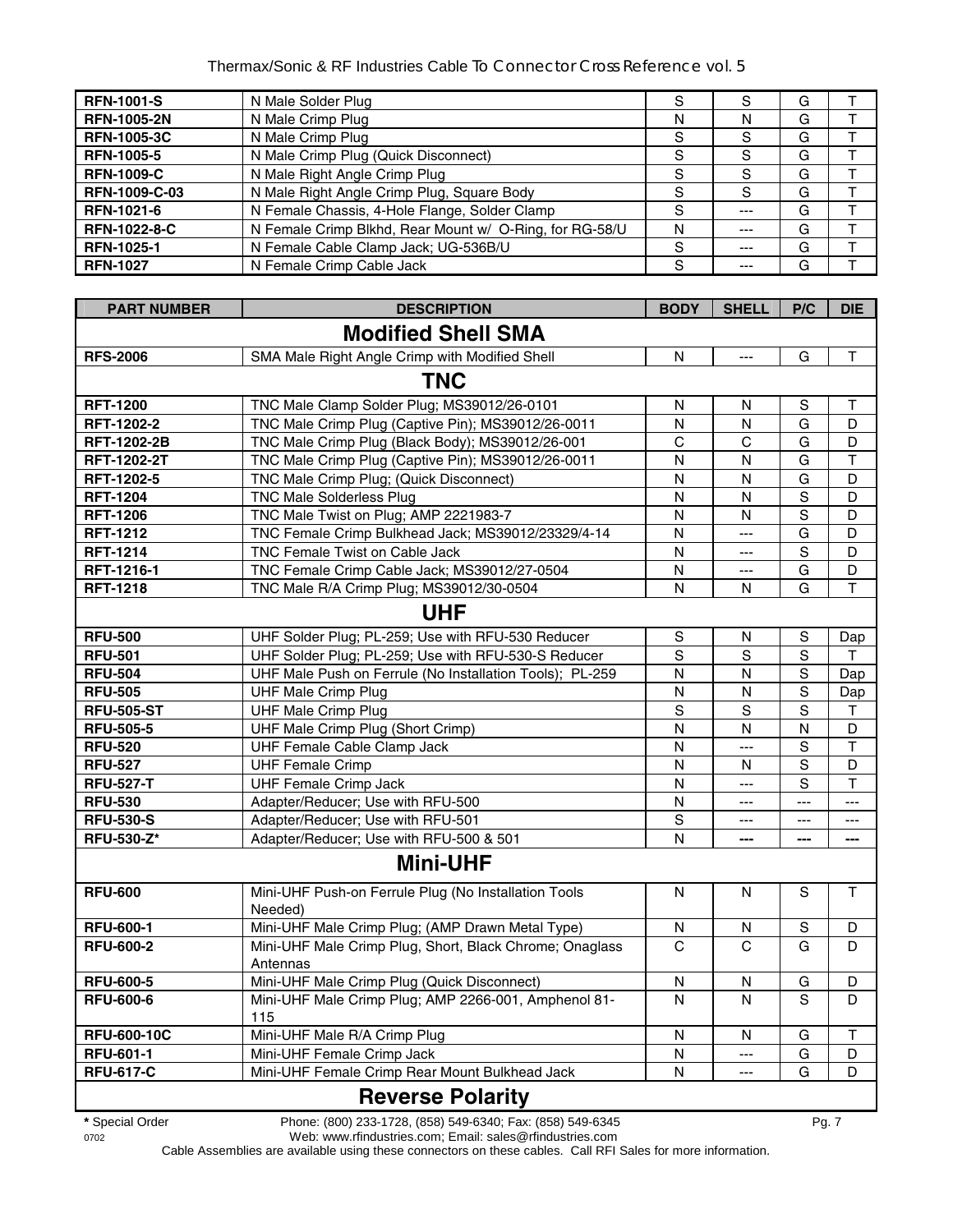| | | | | | |
|---|---|---|---|---|---|
| **RFN-1001-S** | N Male Solder Plug | S | S | G | T |
| **RFN-1005-2N** | N Male Crimp Plug | N | N | G | T |
| **RFN-1005-3C** | N Male Crimp Plug | S | S | G | T |
| **RFN-1005-5** | N Male Crimp Plug (Quick Disconnect) | S | S | G | T |
| **RFN-1009-C** | N Male Right Angle Crimp Plug | S | S | G | T |
| **RFN-1009-C-03** | N Male Right Angle Crimp Plug, Square Body | S | S | G | T |
| **RFN-1021-6** | N Female Chassis, 4-Hole Flange, Solder Clamp | S | --- | G | T |
| **RFN-1022-8-C** | N Female Crimp Blkhd, Rear Mount w/ O-Ring, for RG-58/U | N | --- | G | T |
| **RFN-1025-1** | N Female Cable Clamp Jack; UG-536B/U | S | --- | G | T |
| **RFN-1027** | N Female Crimp Cable Jack | S | --- | G | T |

| PART NUMBER | DESCRIPTION | BODY | SHELL | P/C | DIE |
|---|---|---|---|---|---|
| | **Modified Shell SMA** | | | | |
| **RFS-2006** | SMA Male Right Angle Crimp with Modified Shell | N | --- | G | T |
| | **TNC** | | | | |
| **RFT-1200** | TNC Male Clamp Solder Plug; MS39012/26-0101 | N | N | S | T |
| **RFT-1202-2** | TNC Male Crimp Plug (Captive Pin); MS39012/26-0011 | N | N | G | D |
| **RFT-1202-2B** | TNC Male Crimp Plug (Black Body); MS39012/26-001 | C | C | G | D |
| **RFT-1202-2T** | TNC Male Crimp Plug (Captive Pin); MS39012/26-0011 | N | N | G | T |
| **RFT-1202-5** | TNC Male Crimp Plug; (Quick Disconnect) | N | N | G | D |
| **RFT-1204** | TNC Male Solderless Plug | N | N | S | D |
| **RFT-1206** | TNC Male Twist on Plug; AMP 2221983-7 | N | N | S | D |
| **RFT-1212** | TNC Female Crimp Bulkhead Jack; MS39012/23329/4-14 | N | --- | G | D |
| **RFT-1214** | TNC Female Twist on Cable Jack | N | --- | S | D |
| **RFT-1216-1** | TNC Female Crimp Cable Jack; MS39012/27-0504 | N | --- | G | D |
| **RFT-1218** | TNC Male R/A Crimp Plug; MS39012/30-0504 | N | N | G | T |
| | **UHF** | | | | |
| **RFU-500** | UHF Solder Plug; PL-259; Use with RFU-530 Reducer | S | N | S | Dap |
| **RFU-501** | UHF Solder Plug; PL-259; Use with RFU-530-S Reducer | S | S | S | T |
| **RFU-504** | UHF Male Push on Ferrule (No Installation Tools); PL-259 | N | N | S | Dap |
| **RFU-505** | UHF Male Crimp Plug | N | N | S | Dap |
| **RFU-505-ST** | UHF Male Crimp Plug | S | S | S | T |
| **RFU-505-5** | UHF Male Crimp Plug (Short Crimp) | N | N | N | D |
| **RFU-520** | UHF Female Cable Clamp Jack | N | --- | S | T |
| **RFU-527** | UHF Female Crimp | N | N | S | D |
| **RFU-527-T** | UHF Female Crimp Jack | N | --- | S | T |
| **RFU-530** | Adapter/Reducer; Use with RFU-500 | N | --- | --- | --- |
| **RFU-530-S** | Adapter/Reducer; Use with RFU-501 | S | --- | --- | --- |
| **RFU-530-Z*** | Adapter/Reducer; Use with RFU-500 & 501 | N | --- | --- | --- |
| | **Mini-UHF** | | | | |
| **RFU-600** | Mini-UHF Push-on Ferrule Plug (No Installation Tools Needed) | N | N | S | T |
| **RFU-600-1** | Mini-UHF Male Crimp Plug; (AMP Drawn Metal Type) | N | N | S | D |
| **RFU-600-2** | Mini-UHF Male Crimp Plug, Short, Black Chrome; Onaglass Antennas | C | C | G | D |
| **RFU-600-5** | Mini-UHF Male Crimp Plug (Quick Disconnect) | N | N | G | D |
| **RFU-600-6** | Mini-UHF Male Crimp Plug; AMP 2266-001, Amphenol 81-115 | N | N | S | D |
| **RFU-600-10C** | Mini-UHF Male R/A Crimp Plug | N | N | G | T |
| **RFU-601-1** | Mini-UHF Female Crimp Jack | N | --- | G | D |
| **RFU-617-C** | Mini-UHF Female Crimp Rear Mount Bulkhead Jack | N | --- | G | D |
| | **Reverse Polarity** | | | | |

**\*** Special Order

Phone: (800) 233-1728, (858) 549-6340; Fax: (858) 549-6345
Web: www.rfindustries.com; Email: sales@rfindustries.com

Cable Assemblies are available using these connectors on these cables. Call RFI Sales for more information.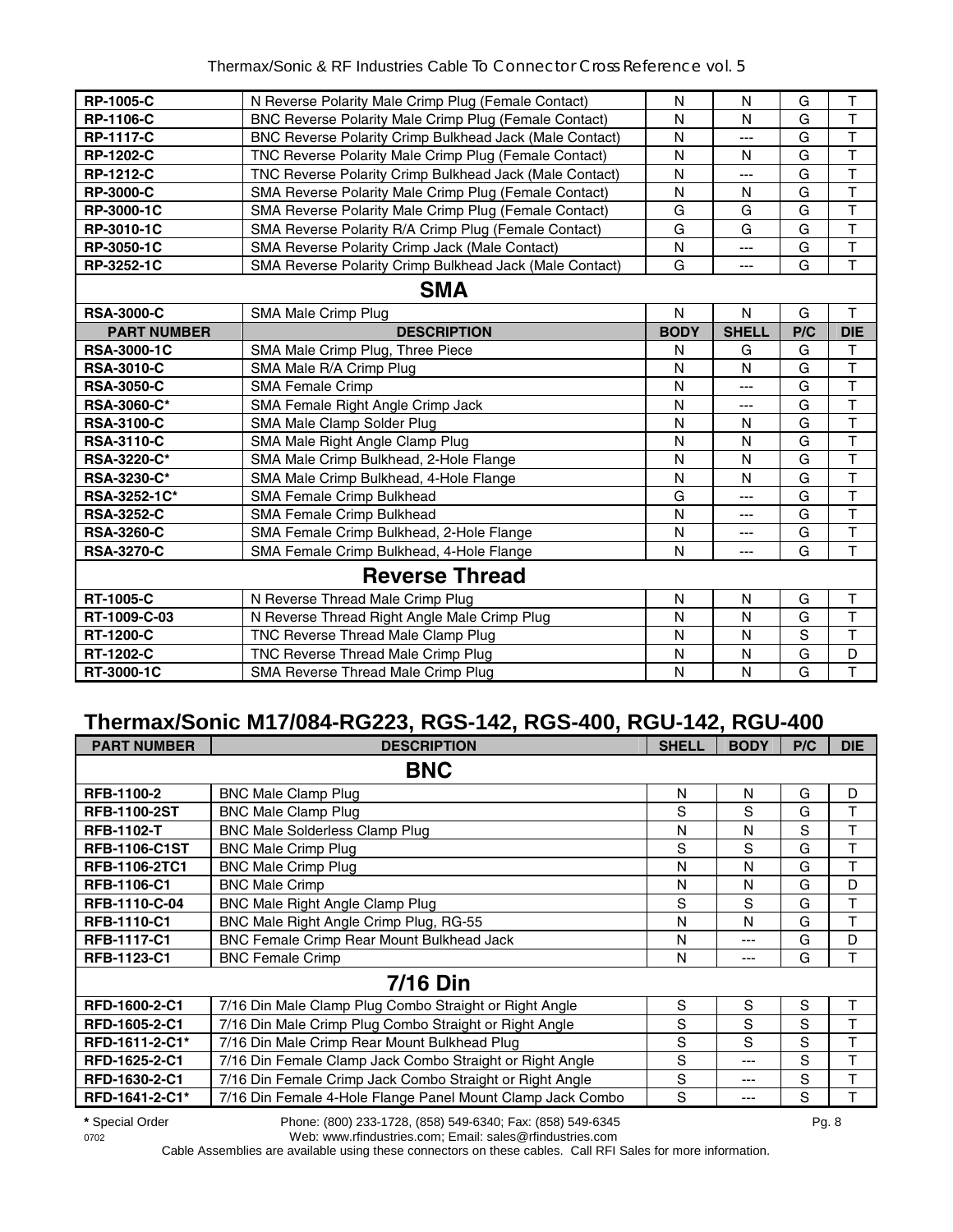| | | | | | |
|---|---|---|---|---|---|
| **RP-1005-C** | N Reverse Polarity Male Crimp Plug (Female Contact) | N | N | G | T |
| **RP-1106-C** | BNC Reverse Polarity Male Crimp Plug (Female Contact) | N | N | G | T |
| **RP-1117-C** | BNC Reverse Polarity Crimp Bulkhead Jack (Male Contact) | N | --- | G | T |
| **RP-1202-C** | TNC Reverse Polarity Male Crimp Plug (Female Contact) | N | N | G | T |
| **RP-1212-C** | TNC Reverse Polarity Crimp Bulkhead Jack (Male Contact) | N | --- | G | T |
| **RP-3000-C** | SMA Reverse Polarity Male Crimp Plug (Female Contact) | N | N | G | T |
| **RP-3000-1C** | SMA Reverse Polarity Male Crimp Plug (Female Contact) | G | G | G | T |
| **RP-3010-1C** | SMA Reverse Polarity R/A Crimp Plug (Female Contact) | G | G | G | T |
| **RP-3050-1C** | SMA Reverse Polarity Crimp Jack (Male Contact) | N | --- | G | T |
| **RP-3252-1C** | SMA Reverse Polarity Crimp Bulkhead Jack (Male Contact) | G | --- | G | T |
| | **SMA** | | | | |
| **RSA-3000-C** | SMA Male Crimp Plug | N | N | G | T |
| **PART NUMBER** | **DESCRIPTION** | **BODY** | **SHELL** | **P/C** | **DIE** |
| **RSA-3000-1C** | SMA Male Crimp Plug, Three Piece | N | G | G | T |
| **RSA-3010-C** | SMA Male R/A Crimp Plug | N | N | G | T |
| **RSA-3050-C** | SMA Female Crimp | N | --- | G | T |
| **RSA-3060-C*** | SMA Female Right Angle Crimp Jack | N | --- | G | T |
| **RSA-3100-C** | SMA Male Clamp Solder Plug | N | N | G | T |
| **RSA-3110-C** | SMA Male Right Angle Clamp Plug | N | N | G | T |
| **RSA-3220-C*** | SMA Male Crimp Bulkhead, 2-Hole Flange | N | N | G | T |
| **RSA-3230-C*** | SMA Male Crimp Bulkhead, 4-Hole Flange | N | N | G | T |
| **RSA-3252-1C*** | SMA Female Crimp Bulkhead | G | --- | G | T |
| **RSA-3252-C** | SMA Female Crimp Bulkhead | N | --- | G | T |
| **RSA-3260-C** | SMA Female Crimp Bulkhead, 2-Hole Flange | N | --- | G | T |
| **RSA-3270-C** | SMA Female Crimp Bulkhead, 4-Hole Flange | N | --- | G | T |
| | **Reverse Thread** | | | | |
| **RT-1005-C** | N Reverse Thread Male Crimp Plug | N | N | G | T |
| **RT-1009-C-03** | N Reverse Thread Right Angle Male Crimp Plug | N | N | G | T |
| **RT-1200-C** | TNC Reverse Thread Male Clamp Plug | N | N | S | T |
| **RT-1202-C** | TNC Reverse Thread Male Crimp Plug | N | N | G | D |
| **RT-3000-1C** | SMA Reverse Thread Male Crimp Plug | N | N | G | T |

## Thermax/Sonic M17/084-RG223, RGS-142, RGS-400, RGU-142, RGU-400

| PART NUMBER | DESCRIPTION | SHELL | BODY | P/C | DIE |
|---|---|---|---|---|---|
| | **BNC** | | | | |
| **RFB-1100-2** | BNC Male Clamp Plug | N | N | G | D |
| **RFB-1100-2ST** | BNC Male Clamp Plug | S | S | G | T |
| **RFB-1102-T** | BNC Male Solderless Clamp Plug | N | N | S | T |
| **RFB-1106-C1ST** | BNC Male Crimp Plug | S | S | G | T |
| **RFB-1106-2TC1** | BNC Male Crimp Plug | N | N | G | T |
| **RFB-1106-C1** | BNC Male Crimp | N | N | G | D |
| **RFB-1110-C-04** | BNC Male Right Angle Clamp Plug | S | S | G | T |
| **RFB-1110-C1** | BNC Male Right Angle Crimp Plug, RG-55 | N | N | G | T |
| **RFB-1117-C1** | BNC Female Crimp Rear Mount Bulkhead Jack | N | --- | G | D |
| **RFB-1123-C1** | BNC Female Crimp | N | --- | G | T |
| | **7/16 Din** | | | | |
| **RFD-1600-2-C1** | 7/16 Din Male Clamp Plug Combo Straight or Right Angle | S | S | S | T |
| **RFD-1605-2-C1** | 7/16 Din Male Crimp Plug Combo Straight or Right Angle | S | S | S | T |
| **RFD-1611-2-C1*** | 7/16 Din Male Crimp Rear Mount Bulkhead Plug | S | S | S | T |
| **RFD-1625-2-C1** | 7/16 Din Female Clamp Jack Combo Straight or Right Angle | S | --- | S | T |
| **RFD-1630-2-C1** | 7/16 Din Female Crimp Jack Combo Straight or Right Angle | S | --- | S | T |
| **RFD-1641-2-C1*** | 7/16 Din Female 4-Hole Flange Panel Mount Clamp Jack Combo | S | --- | S | T |

**\*** Special Order Phone: (800) 233-1728, (858) 549-6340; Fax: (858) 549-6345
0702 Web: www.rfindustries.com; Email: sales@rfindustries.com
Cable Assemblies are available using these connectors on these cables. Call RFI Sales for more information.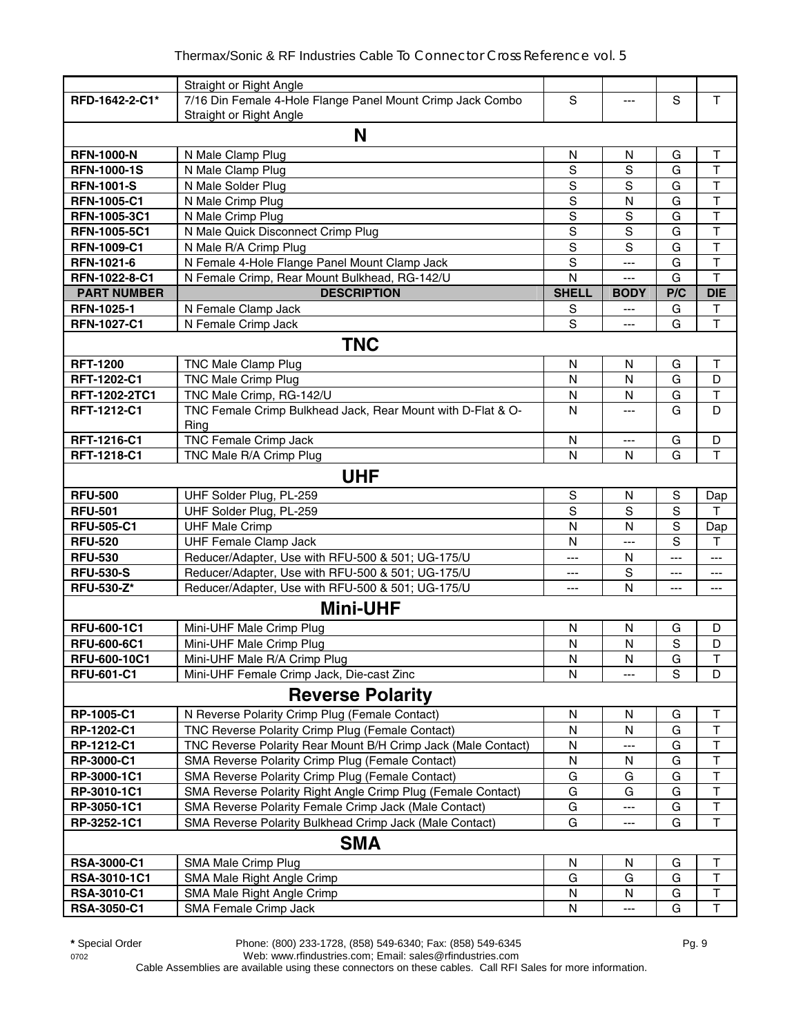| PART NUMBER | DESCRIPTION | SHELL | BODY | P/C | DIE |
|---|---|---|---|---|---|
| | Straight or Right Angle | | | | |
| **RFD-1642-2-C1*** | 7/16 Din Female 4-Hole Flange Panel Mount Crimp Jack Combo Straight or Right Angle | S | --- | S | T |
| **N** | | | | | |
| **RFN-1000-N** | N Male Clamp Plug | N | N | G | T |
| **RFN-1000-1S** | N Male Clamp Plug | S | S | G | T |
| **RFN-1001-S** | N Male Solder Plug | S | S | G | T |
| **RFN-1005-C1** | N Male Crimp Plug | S | N | G | T |
| **RFN-1005-3C1** | N Male Crimp Plug | S | S | G | T |
| **RFN-1005-5C1** | N Male Quick Disconnect Crimp Plug | S | S | G | T |
| **RFN-1009-C1** | N Male R/A Crimp Plug | S | S | G | T |
| **RFN-1021-6** | N Female 4-Hole Flange Panel Mount Clamp Jack | S | --- | G | T |
| **RFN-1022-8-C1** | N Female Crimp, Rear Mount Bulkhead, RG-142/U | N | --- | G | T |
| **PART NUMBER** | **DESCRIPTION** | **SHELL** | **BODY** | **P/C** | **DIE** |
| **RFN-1025-1** | N Female Clamp Jack | S | --- | G | T |
| **RFN-1027-C1** | N Female Crimp Jack | S | --- | G | T |
| **TNC** | | | | | |
| **RFT-1200** | TNC Male Clamp Plug | N | N | G | T |
| **RFT-1202-C1** | TNC Male Crimp Plug | N | N | G | D |
| **RFT-1202-2TC1** | TNC Male Crimp, RG-142/U | N | N | G | T |
| **RFT-1212-C1** | TNC Female Crimp Bulkhead Jack, Rear Mount with D-Flat & O-Ring | N | --- | G | D |
| **RFT-1216-C1** | TNC Female Crimp Jack | N | --- | G | D |
| **RFT-1218-C1** | TNC Male R/A Crimp Plug | N | N | G | T |
| **UHF** | | | | | |
| **RFU-500** | UHF Solder Plug, PL-259 | S | N | S | Dap |
| **RFU-501** | UHF Solder Plug, PL-259 | S | S | S | T |
| **RFU-505-C1** | UHF Male Crimp | N | N | S | Dap |
| **RFU-520** | UHF Female Clamp Jack | N | --- | S | T |
| **RFU-530** | Reducer/Adapter, Use with RFU-500 & 501; UG-175/U | --- | N | --- | --- |
| **RFU-530-S** | Reducer/Adapter, Use with RFU-500 & 501; UG-175/U | --- | S | --- | --- |
| **RFU-530-Z*** | Reducer/Adapter, Use with RFU-500 & 501; UG-175/U | --- | N | --- | --- |
| **Mini-UHF** | | | | | |
| **RFU-600-1C1** | Mini-UHF Male Crimp Plug | N | N | G | D |
| **RFU-600-6C1** | Mini-UHF Male Crimp Plug | N | N | S | D |
| **RFU-600-10C1** | Mini-UHF Male R/A Crimp Plug | N | N | G | T |
| **RFU-601-C1** | Mini-UHF Female Crimp Jack, Die-cast Zinc | N | --- | S | D |
| **Reverse Polarity** | | | | | |
| **RP-1005-C1** | N Reverse Polarity Crimp Plug (Female Contact) | N | N | G | T |
| **RP-1202-C1** | TNC Reverse Polarity Crimp Plug (Female Contact) | N | N | G | T |
| **RP-1212-C1** | TNC Reverse Polarity Rear Mount B/H Crimp Jack (Male Contact) | N | --- | G | T |
| **RP-3000-C1** | SMA Reverse Polarity Crimp Plug (Female Contact) | N | N | G | T |
| **RP-3000-1C1** | SMA Reverse Polarity Crimp Plug (Female Contact) | G | G | G | T |
| **RP-3010-1C1** | SMA Reverse Polarity Right Angle Crimp Plug (Female Contact) | G | G | G | T |
| **RP-3050-1C1** | SMA Reverse Polarity Female Crimp Jack (Male Contact) | G | --- | G | T |
| **RP-3252-1C1** | SMA Reverse Polarity Bulkhead Crimp Jack (Male Contact) | G | --- | G | T |
| **SMA** | | | | | |
| **RSA-3000-C1** | SMA Male Crimp Plug | N | N | G | T |
| **RSA-3010-1C1** | SMA Male Right Angle Crimp | G | G | G | T |
| **RSA-3010-C1** | SMA Male Right Angle Crimp | N | N | G | T |
| **RSA-3050-C1** | SMA Female Crimp Jack | N | --- | G | T |

**\*** Special Order

Phone: (800) 233-1728, (858) 549-6340; Fax: (858) 549-6345
Web: www.rfindustries.com; Email: sales@rfindustries.com

Cable Assemblies are available using these connectors on these cables. Call RFI Sales for more information.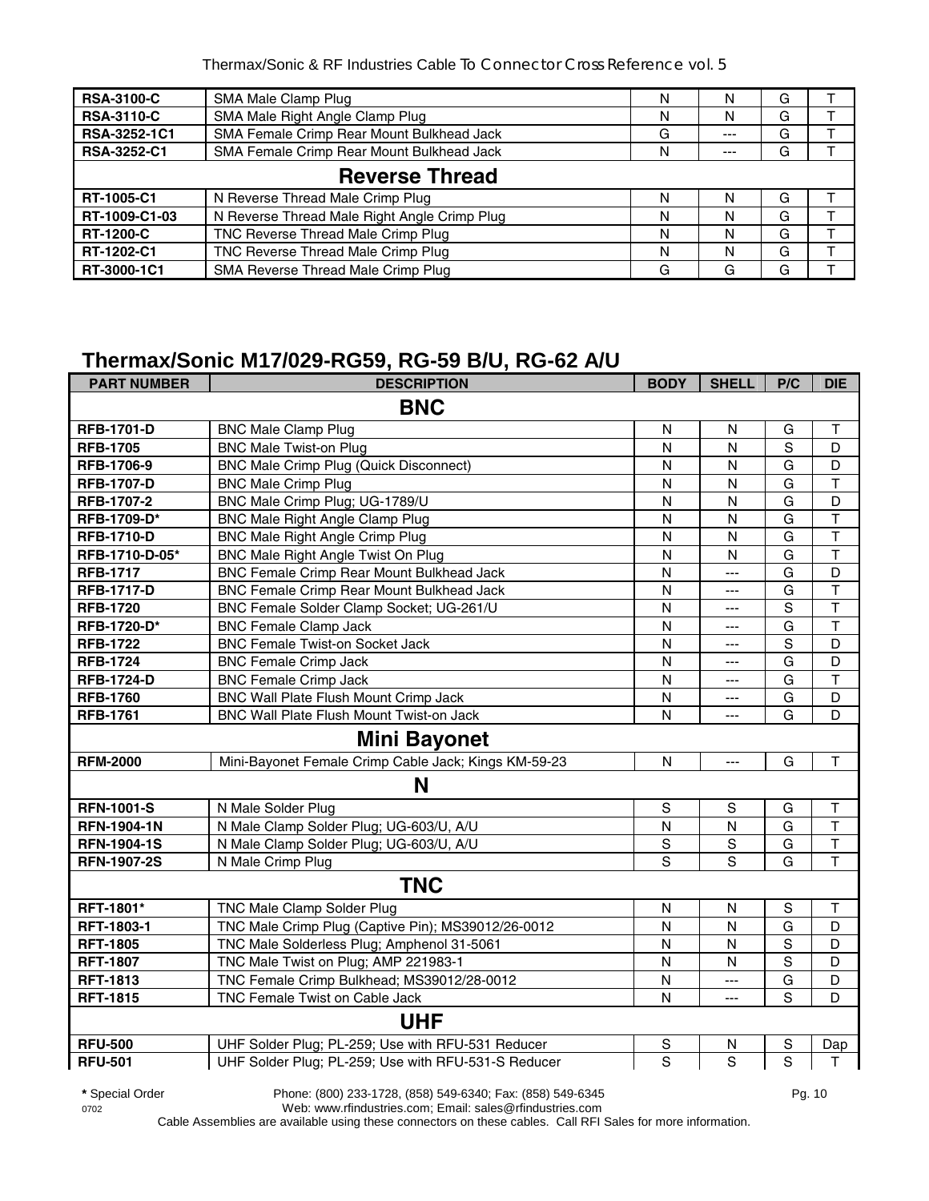| | | | | | |
|---|---|---|---|---|---|
| **RSA-3100-C** | SMA Male Clamp Plug | N | N | G | T |
| **RSA-3110-C** | SMA Male Right Angle Clamp Plug | N | N | G | T |
| **RSA-3252-1C1** | SMA Female Crimp Rear Mount Bulkhead Jack | G | --- | G | T |
| **RSA-3252-C1** | SMA Female Crimp Rear Mount Bulkhead Jack | N | --- | G | T |
| | **Reverse Thread** | | | | |
| **RT-1005-C1** | N Reverse Thread Male Crimp Plug | N | N | G | T |
| **RT-1009-C1-03** | N Reverse Thread Male Right Angle Crimp Plug | N | N | G | T |
| **RT-1200-C** | TNC Reverse Thread Male Crimp Plug | N | N | G | T |
| **RT-1202-C1** | TNC Reverse Thread Male Crimp Plug | N | N | G | T |
| **RT-3000-1C1** | SMA Reverse Thread Male Crimp Plug | G | G | G | T |

## Thermax/Sonic M17/029-RG59, RG-59 B/U, RG-62 A/U

| PART NUMBER | DESCRIPTION | BODY | SHELL | P/C | DIE |
|---|---|---|---|---|---|
| | **BNC** | | | | |
| **RFB-1701-D** | BNC Male Clamp Plug | N | N | G | T |
| **RFB-1705** | BNC Male Twist-on Plug | N | N | S | D |
| **RFB-1706-9** | BNC Male Crimp Plug (Quick Disconnect) | N | N | G | D |
| **RFB-1707-D** | BNC Male Crimp Plug | N | N | G | T |
| **RFB-1707-2** | BNC Male Crimp Plug; UG-1789/U | N | N | G | D |
| **RFB-1709-D*** | BNC Male Right Angle Clamp Plug | N | N | G | T |
| **RFB-1710-D** | BNC Male Right Angle Crimp Plug | N | N | G | T |
| **RFB-1710-D-05*** | BNC Male Right Angle Twist On Plug | N | N | G | T |
| **RFB-1717** | BNC Female Crimp Rear Mount Bulkhead Jack | N | --- | G | D |
| **RFB-1717-D** | BNC Female Crimp Rear Mount Bulkhead Jack | N | --- | G | T |
| **RFB-1720** | BNC Female Solder Clamp Socket; UG-261/U | N | --- | S | T |
| **RFB-1720-D*** | BNC Female Clamp Jack | N | --- | G | T |
| **RFB-1722** | BNC Female Twist-on Socket Jack | N | --- | S | D |
| **RFB-1724** | BNC Female Crimp Jack | N | --- | G | D |
| **RFB-1724-D** | BNC Female Crimp Jack | N | --- | G | T |
| **RFB-1760** | BNC Wall Plate Flush Mount Crimp Jack | N | --- | G | D |
| **RFB-1761** | BNC Wall Plate Flush Mount Twist-on Jack | N | --- | G | D |
| | **Mini Bayonet** | | | | |
| **RFM-2000** | Mini-Bayonet Female Crimp Cable Jack; Kings KM-59-23 | N | --- | G | T |
| | **N** | | | | |
| **RFN-1001-S** | N Male Solder Plug | S | S | G | T |
| **RFN-1904-1N** | N Male Clamp Solder Plug; UG-603/U, A/U | N | N | G | T |
| **RFN-1904-1S** | N Male Clamp Solder Plug; UG-603/U, A/U | S | S | G | T |
| **RFN-1907-2S** | N Male Crimp Plug | S | S | G | T |
| | **TNC** | | | | |
| **RFT-1801*** | TNC Male Clamp Solder Plug | N | N | S | T |
| **RFT-1803-1** | TNC Male Crimp Plug (Captive Pin); MS39012/26-0012 | N | N | G | D |
| **RFT-1805** | TNC Male Solderless Plug; Amphenol 31-5061 | N | N | S | D |
| **RFT-1807** | TNC Male Twist on Plug; AMP 221983-1 | N | N | S | D |
| **RFT-1813** | TNC Female Crimp Bulkhead; MS39012/28-0012 | N | --- | G | D |
| **RFT-1815** | TNC Female Twist on Cable Jack | N | --- | S | D |
| | **UHF** | | | | |
| **RFU-500** | UHF Solder Plug; PL-259; Use with RFU-531 Reducer | S | N | S | Dap |
| **RFU-501** | UHF Solder Plug; PL-259; Use with RFU-531-S Reducer | S | S | S | T |

**\*** Special Order Phone: (800) 233-1728, (858) 549-6340; Fax: (858) 549-6345

0702 Web: www.rfindustries.com; Email: sales@rfindustries.com

Cable Assemblies are available using these connectors on these cables. Call RFI Sales for more information.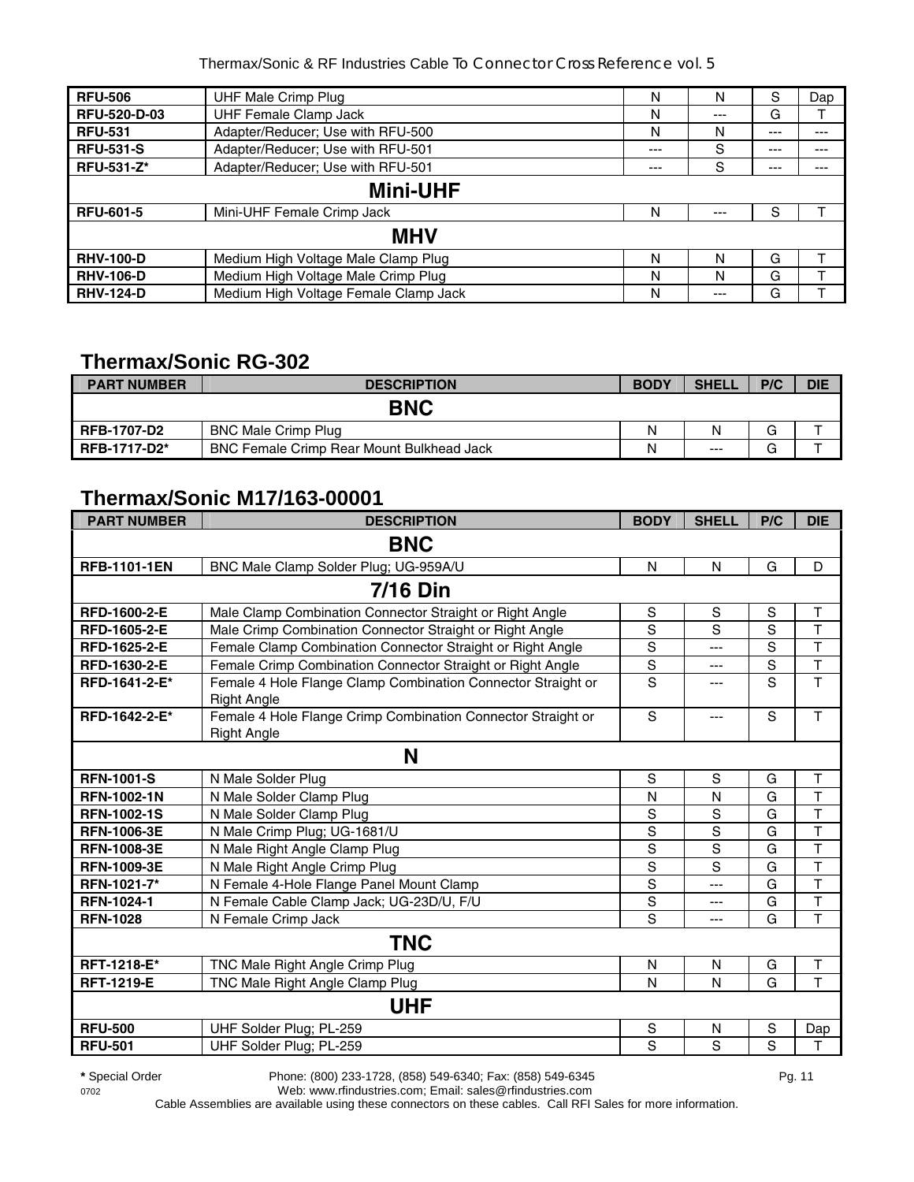| RFU-506 | UHF Male Crimp Plug | N | N | S | Dap |
|---|---|---|---|---|---|
| RFU-520-D-03 | UHF Female Clamp Jack | N | --- | G | T |
| RFU-531 | Adapter/Reducer; Use with RFU-500 | N | N | --- | --- |
| RFU-531-S | Adapter/Reducer; Use with RFU-501 | --- | S | --- | --- |
| RFU-531-Z* | Adapter/Reducer; Use with RFU-501 | --- | S | --- | --- |
| **Mini-UHF** | | | | | |
| RFU-601-5 | Mini-UHF Female Crimp Jack | N | --- | S | T |
| **MHV** | | | | | |
| RHV-100-D | Medium High Voltage Male Clamp Plug | N | N | G | T |
| RHV-106-D | Medium High Voltage Male Crimp Plug | N | N | G | T |
| RHV-124-D | Medium High Voltage Female Clamp Jack | N | --- | G | T |

## Thermax/Sonic RG-302

| PART NUMBER | DESCRIPTION | BODY | SHELL | P/C | DIE |
|---|---|---|---|---|---|
| **BNC** | | | | | |
| RFB-1707-D2 | BNC Male Crimp Plug | N | N | G | T |
| RFB-1717-D2* | BNC Female Crimp Rear Mount Bulkhead Jack | N | --- | G | T |

## Thermax/Sonic M17/163-00001

| PART NUMBER | DESCRIPTION | BODY | SHELL | P/C | DIE |
|---|---|---|---|---|---|
| **BNC** | | | | | |
| RFB-1101-1EN | BNC Male Clamp Solder Plug; UG-959A/U | N | N | G | D |
| **7/16 Din** | | | | | |
| RFD-1600-2-E | Male Clamp Combination Connector Straight or Right Angle | S | S | S | T |
| RFD-1605-2-E | Male Crimp Combination Connector Straight or Right Angle | S | S | S | T |
| RFD-1625-2-E | Female Clamp Combination Connector Straight or Right Angle | S | --- | S | T |
| RFD-1630-2-E | Female Crimp Combination Connector Straight or Right Angle | S | --- | S | T |
| RFD-1641-2-E* | Female 4 Hole Flange Clamp Combination Connector Straight or Right Angle | S | --- | S | T |
| RFD-1642-2-E* | Female 4 Hole Flange Crimp Combination Connector Straight or Right Angle | S | --- | S | T |
| **N** | | | | | |
| RFN-1001-S | N Male Solder Plug | S | S | G | T |
| RFN-1002-1N | N Male Solder Clamp Plug | N | N | G | T |
| RFN-1002-1S | N Male Solder Clamp Plug | S | S | G | T |
| RFN-1006-3E | N Male Crimp Plug; UG-1681/U | S | S | G | T |
| RFN-1008-3E | N Male Right Angle Clamp Plug | S | S | G | T |
| RFN-1009-3E | N Male Right Angle Crimp Plug | S | S | G | T |
| RFN-1021-7* | N Female 4-Hole Flange Panel Mount Clamp | S | --- | G | T |
| RFN-1024-1 | N Female Cable Clamp Jack; UG-23D/U, F/U | S | --- | G | T |
| RFN-1028 | N Female Crimp Jack | S | --- | G | T |
| **TNC** | | | | | |
| RFT-1218-E* | TNC Male Right Angle Crimp Plug | N | N | G | T |
| RFT-1219-E | TNC Male Right Angle Clamp Plug | N | N | G | T |
| **UHF** | | | | | |
| RFU-500 | UHF Solder Plug; PL-259 | S | N | S | Dap |
| RFU-501 | UHF Solder Plug; PL-259 | S | S | S | T |

* Special Order Phone: (800) 233-1728, (858) 549-6340; Fax: (858) 549-6345
0702 Web: www.rfindustries.com; Email: sales@rfindustries.com
Cable Assemblies are available using these connectors on these cables. Call RFI Sales for more information.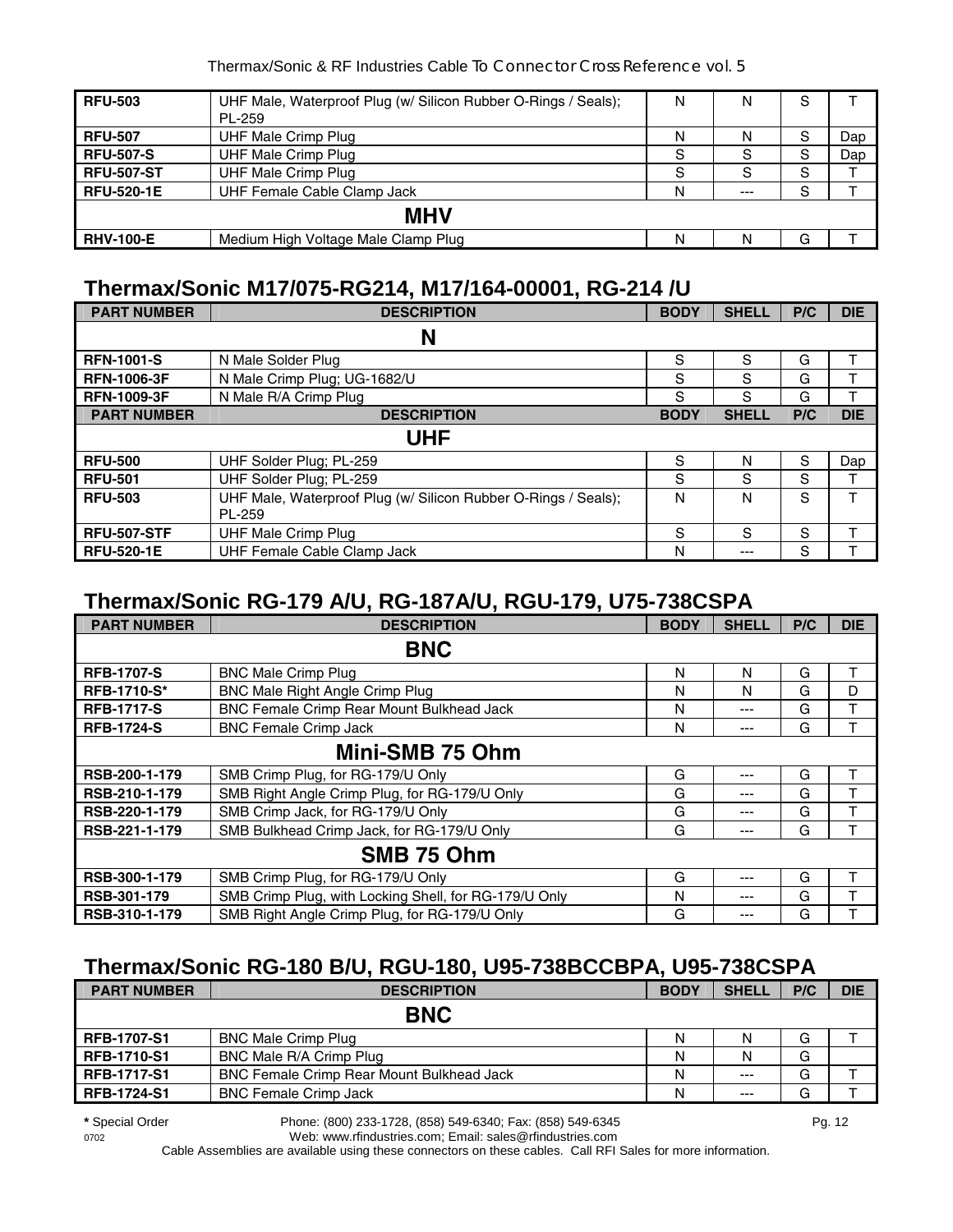| | | | | | |
|---|---|---|---|---|---|
| **RFU-503** | UHF Male, Waterproof Plug (w/ Silicon Rubber O-Rings / Seals); PL-259 | N | N | S | T |
| **RFU-507** | UHF Male Crimp Plug | N | N | S | Dap |
| **RFU-507-S** | UHF Male Crimp Plug | S | S | S | Dap |
| **RFU-507-ST** | UHF Male Crimp Plug | S | S | S | T |
| **RFU-520-1E** | UHF Female Cable Clamp Jack | N | --- | S | T |
| | **MHV** | | | | |
| **RHV-100-E** | Medium High Voltage Male Clamp Plug | N | N | G | T |

## Thermax/Sonic M17/075-RG214, M17/164-00001, RG-214 /U

| PART NUMBER | DESCRIPTION | BODY | SHELL | P/C | DIE |
|---|---|---|---|---|---|
| | **N** | | | | |
| **RFN-1001-S** | N Male Solder Plug | S | S | G | T |
| **RFN-1006-3F** | N Male Crimp Plug; UG-1682/U | S | S | G | T |
| **RFN-1009-3F** | N Male R/A Crimp Plug | S | S | G | T |
| **PART NUMBER** | **DESCRIPTION** | **BODY** | **SHELL** | **P/C** | **DIE** |
| | **UHF** | | | | |
| **RFU-500** | UHF Solder Plug; PL-259 | S | N | S | Dap |
| **RFU-501** | UHF Solder Plug; PL-259 | S | S | S | T |
| **RFU-503** | UHF Male, Waterproof Plug (w/ Silicon Rubber O-Rings / Seals); PL-259 | N | N | S | T |
| **RFU-507-STF** | UHF Male Crimp Plug | S | S | S | T |
| **RFU-520-1E** | UHF Female Cable Clamp Jack | N | --- | S | T |

## Thermax/Sonic RG-179 A/U, RG-187A/U, RGU-179, U75-738CSPA

| PART NUMBER | DESCRIPTION | BODY | SHELL | P/C | DIE |
|---|---|---|---|---|---|
| | **BNC** | | | | |
| **RFB-1707-S** | BNC Male Crimp Plug | N | N | G | T |
| **RFB-1710-S*** | BNC Male Right Angle Crimp Plug | N | N | G | D |
| **RFB-1717-S** | BNC Female Crimp Rear Mount Bulkhead Jack | N | --- | G | T |
| **RFB-1724-S** | BNC Female Crimp Jack | N | --- | G | T |
| | **Mini-SMB 75 Ohm** | | | | |
| **RSB-200-1-179** | SMB Crimp Plug, for RG-179/U Only | G | --- | G | T |
| **RSB-210-1-179** | SMB Right Angle Crimp Plug, for RG-179/U Only | G | --- | G | T |
| **RSB-220-1-179** | SMB Crimp Jack, for RG-179/U Only | G | --- | G | T |
| **RSB-221-1-179** | SMB Bulkhead Crimp Jack, for RG-179/U Only | G | --- | G | T |
| | **SMB 75 Ohm** | | | | |
| **RSB-300-1-179** | SMB Crimp Plug, for RG-179/U Only | G | --- | G | T |
| **RSB-301-179** | SMB Crimp Plug, with Locking Shell, for RG-179/U Only | N | --- | G | T |
| **RSB-310-1-179** | SMB Right Angle Crimp Plug, for RG-179/U Only | G | --- | G | T |

## Thermax/Sonic RG-180 B/U, RGU-180, U95-738BCCBPA, U95-738CSPA

| PART NUMBER | DESCRIPTION | BODY | SHELL | P/C | DIE |
|---|---|---|---|---|---|
| | **BNC** | | | | |
| **RFB-1707-S1** | BNC Male Crimp Plug | N | N | G | T |
| **RFB-1710-S1** | BNC Male R/A Crimp Plug | N | N | G | |
| **RFB-1717-S1** | BNC Female Crimp Rear Mount Bulkhead Jack | N | --- | G | T |
| **RFB-1724-S1** | BNC Female Crimp Jack | N | --- | G | T |

**\*** Special Order

Phone: (800) 233-1728, (858) 549-6340; Fax: (858) 549-6345

Web: www.rfindustries.com; Email: sales@rfindustries.com

Cable Assemblies are available using these connectors on these cables. Call RFI Sales for more information.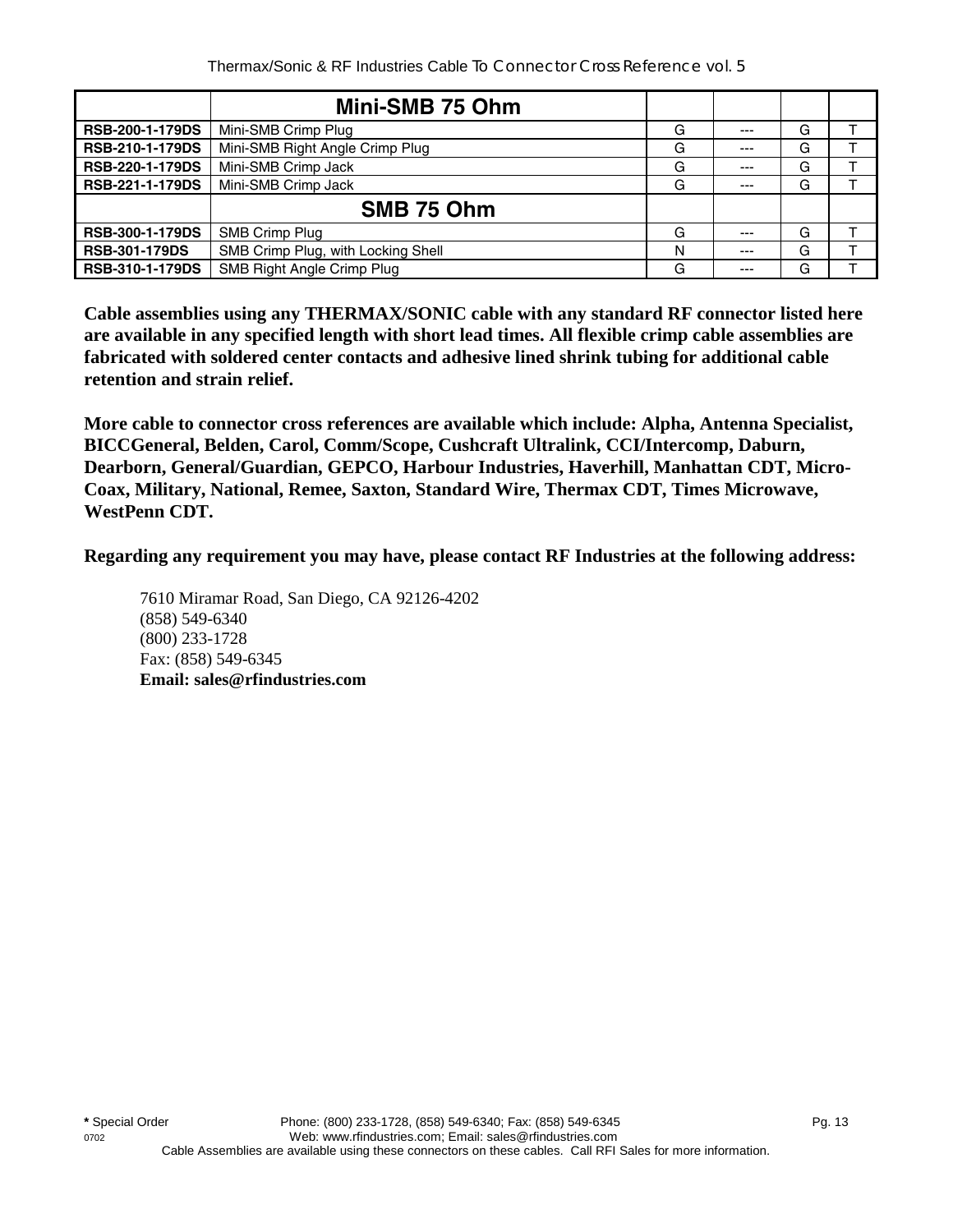| | | | | | |
|---|---|---|---|---|---|
| | **Mini-SMB 75 Ohm** | | | | |
| **RSB-200-1-179DS** | Mini-SMB Crimp Plug | G | --- | G | T |
| **RSB-210-1-179DS** | Mini-SMB Right Angle Crimp Plug | G | --- | G | T |
| **RSB-220-1-179DS** | Mini-SMB Crimp Jack | G | --- | G | T |
| **RSB-221-1-179DS** | Mini-SMB Crimp Jack | G | --- | G | T |
| | **SMB 75 Ohm** | | | | |
| **RSB-300-1-179DS** | SMB Crimp Plug | G | --- | G | T |
| **RSB-301-179DS** | SMB Crimp Plug, with Locking Shell | N | --- | G | T |
| **RSB-310-1-179DS** | SMB Right Angle Crimp Plug | G | --- | G | T |

**Cable assemblies using any THERMAX/SONIC cable with any standard RF connector listed here are available in any specified length with short lead times. All flexible crimp cable assemblies are fabricated with soldered center contacts and adhesive lined shrink tubing for additional cable retention and strain relief.**

**More cable to connector cross references are available which include: Alpha, Antenna Specialist, BICCGeneral, Belden, Carol, Comm/Scope, Cushcraft Ultralink, CCI/Intercomp, Daburn, Dearborn, General/Guardian, GEPCO, Harbour Industries, Haverhill, Manhattan CDT, Micro-Coax, Military, National, Remee, Saxton, Standard Wire, Thermax CDT, Times Microwave, WestPenn CDT.**

**Regarding any requirement you may have, please contact RF Industries at the following address:**

7610 Miramar Road, San Diego, CA 92126-4202
(858) 549-6340
(800) 233-1728
Fax: (858) 549-6345
**Email: sales@rfindustries.com**

**\*** Special Order

Cable Assemblies are available using these connectors on these cables. Call RFI Sales for more information.